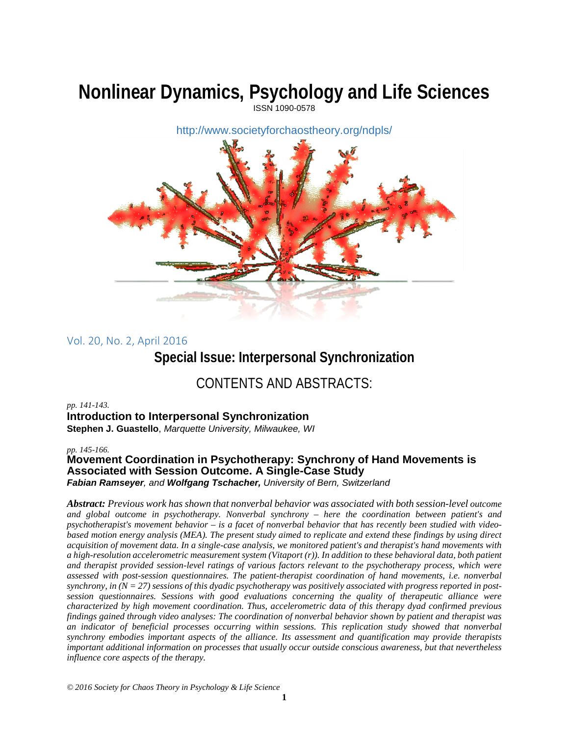# Nonlinear Dynamics, Psychology and Life Sciences

ISSN 1090-0578

http://www.societyforchaostheory.org/ndpls/

Vol. 20, No. 2, April 2016

## Special Issue: Interpersonal Synchronization

## CONTENTS AND ABSTRACTS:

*pp. 141-143.*

### Introduction to Interpersonal Synchronization

**Stephen J. Guastello**, *Marquette University, Milwaukee, WI*

*pp. 145-166.*

### Movement Coordination in Psychotherapy: Synchrony of Hand Movements is Associated with Session Outcome. A Single-Case Study

***Fabian Ramseyer**, and **Wolfgang Tschacher,** University of Bern, Switzerland*

***Abstract:** Previous work has shown that nonverbal behavior was associated with both session-level outcome and global outcome in psychotherapy. Nonverbal synchrony – here the coordination between patient's and psychotherapist's movement behavior – is a facet of nonverbal behavior that has recently been studied with video-based motion energy analysis (MEA). The present study aimed to replicate and extend these findings by using direct acquisition of movement data. In a single-case analysis, we monitored patient's and therapist's hand movements with a high-resolution accelerometric measurement system (Vitaport (r)). In addition to these behavioral data, both patient and therapist provided session-level ratings of various factors relevant to the psychotherapy process, which were assessed with post-session questionnaires. The patient-therapist coordination of hand movements, i.e. nonverbal synchrony, in (N = 27) sessions of this dyadic psychotherapy was positively associated with progress reported in post-session questionnaires. Sessions with good evaluations concerning the quality of therapeutic alliance were characterized by high movement coordination. Thus, accelerometric data of this therapy dyad confirmed previous findings gained through video analyses: The coordination of nonverbal behavior shown by patient and therapist was an indicator of beneficial processes occurring within sessions. This replication study showed that nonverbal synchrony embodies important aspects of the alliance. Its assessment and quantification may provide therapists important additional information on processes that usually occur outside conscious awareness, but that nevertheless influence core aspects of the therapy.*

*© 2016 Society for Chaos Theory in Psychology & Life Science*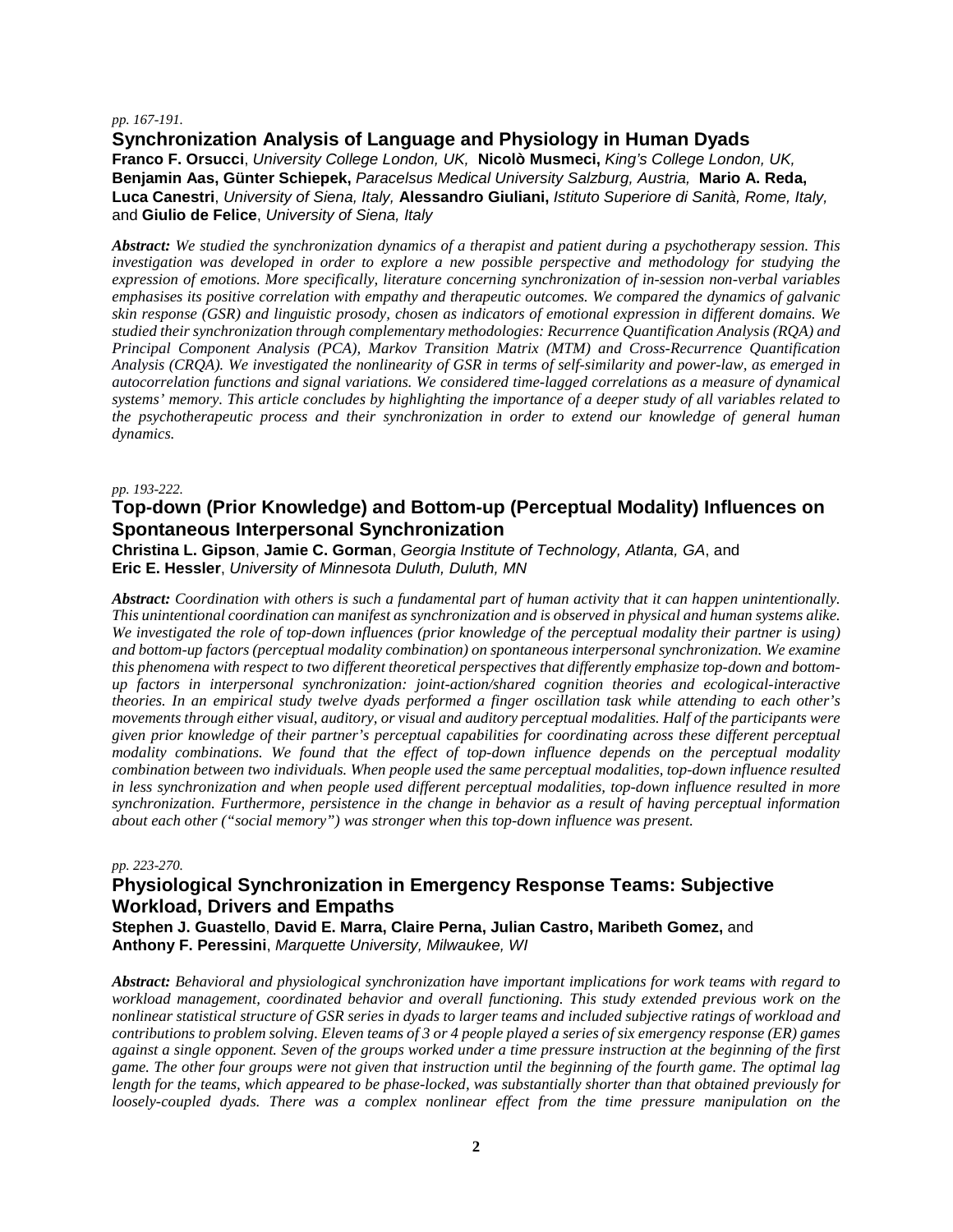*pp. 167-191.*

## Synchronization Analysis of Language and Physiology in Human Dyads

**Franco F. Orsucci**, *University College London, UK,* **Nicolò Musmeci,** *King's College London, UK,* **Benjamin Aas, Günter Schiepek,** *Paracelsus Medical University Salzburg, Austria,* **Mario A. Reda, Luca Canestri**, *University of Siena, Italy,* **Alessandro Giuliani,** *Istituto Superiore di Sanità, Rome, Italy,* and **Giulio de Felice**, *University of Siena, Italy*

***Abstract:*** *We studied the synchronization dynamics of a therapist and patient during a psychotherapy session. This investigation was developed in order to explore a new possible perspective and methodology for studying the expression of emotions. More specifically, literature concerning synchronization of in-session non-verbal variables emphasises its positive correlation with empathy and therapeutic outcomes. We compared the dynamics of galvanic skin response (GSR) and linguistic prosody, chosen as indicators of emotional expression in different domains. We studied their synchronization through complementary methodologies: Recurrence Quantification Analysis (RQA) and Principal Component Analysis (PCA), Markov Transition Matrix (MTM) and Cross-Recurrence Quantification Analysis (CRQA). We investigated the nonlinearity of GSR in terms of self-similarity and power-law, as emerged in autocorrelation functions and signal variations. We considered time-lagged correlations as a measure of dynamical systems' memory. This article concludes by highlighting the importance of a deeper study of all variables related to the psychotherapeutic process and their synchronization in order to extend our knowledge of general human dynamics.*

*pp. 193-222.*

## Top-down (Prior Knowledge) and Bottom-up (Perceptual Modality) Influences on Spontaneous Interpersonal Synchronization

**Christina L. Gipson**, **Jamie C. Gorman**, *Georgia Institute of Technology, Atlanta, GA*, and **Eric E. Hessler**, *University of Minnesota Duluth, Duluth, MN*

***Abstract:*** *Coordination with others is such a fundamental part of human activity that it can happen unintentionally. This unintentional coordination can manifest as synchronization and is observed in physical and human systems alike. We investigated the role of top-down influences (prior knowledge of the perceptual modality their partner is using) and bottom-up factors (perceptual modality combination) on spontaneous interpersonal synchronization. We examine this phenomena with respect to two different theoretical perspectives that differently emphasize top-down and bottom-up factors in interpersonal synchronization: joint-action/shared cognition theories and ecological-interactive theories. In an empirical study twelve dyads performed a finger oscillation task while attending to each other's movements through either visual, auditory, or visual and auditory perceptual modalities. Half of the participants were given prior knowledge of their partner's perceptual capabilities for coordinating across these different perceptual modality combinations. We found that the effect of top-down influence depends on the perceptual modality combination between two individuals. When people used the same perceptual modalities, top-down influence resulted in less synchronization and when people used different perceptual modalities, top-down influence resulted in more synchronization. Furthermore, persistence in the change in behavior as a result of having perceptual information about each other ("social memory") was stronger when this top-down influence was present.*

*pp. 223-270.*

## Physiological Synchronization in Emergency Response Teams: Subjective Workload, Drivers and Empaths

**Stephen J. Guastello**, **David E. Marra, Claire Perna, Julian Castro, Maribeth Gomez,** and **Anthony F. Peressini**, *Marquette University, Milwaukee, WI*

***Abstract:*** *Behavioral and physiological synchronization have important implications for work teams with regard to workload management, coordinated behavior and overall functioning. This study extended previous work on the nonlinear statistical structure of GSR series in dyads to larger teams and included subjective ratings of workload and contributions to problem solving. Eleven teams of 3 or 4 people played a series of six emergency response (ER) games against a single opponent. Seven of the groups worked under a time pressure instruction at the beginning of the first game. The other four groups were not given that instruction until the beginning of the fourth game. The optimal lag length for the teams, which appeared to be phase-locked, was substantially shorter than that obtained previously for loosely-coupled dyads. There was a complex nonlinear effect from the time pressure manipulation on the*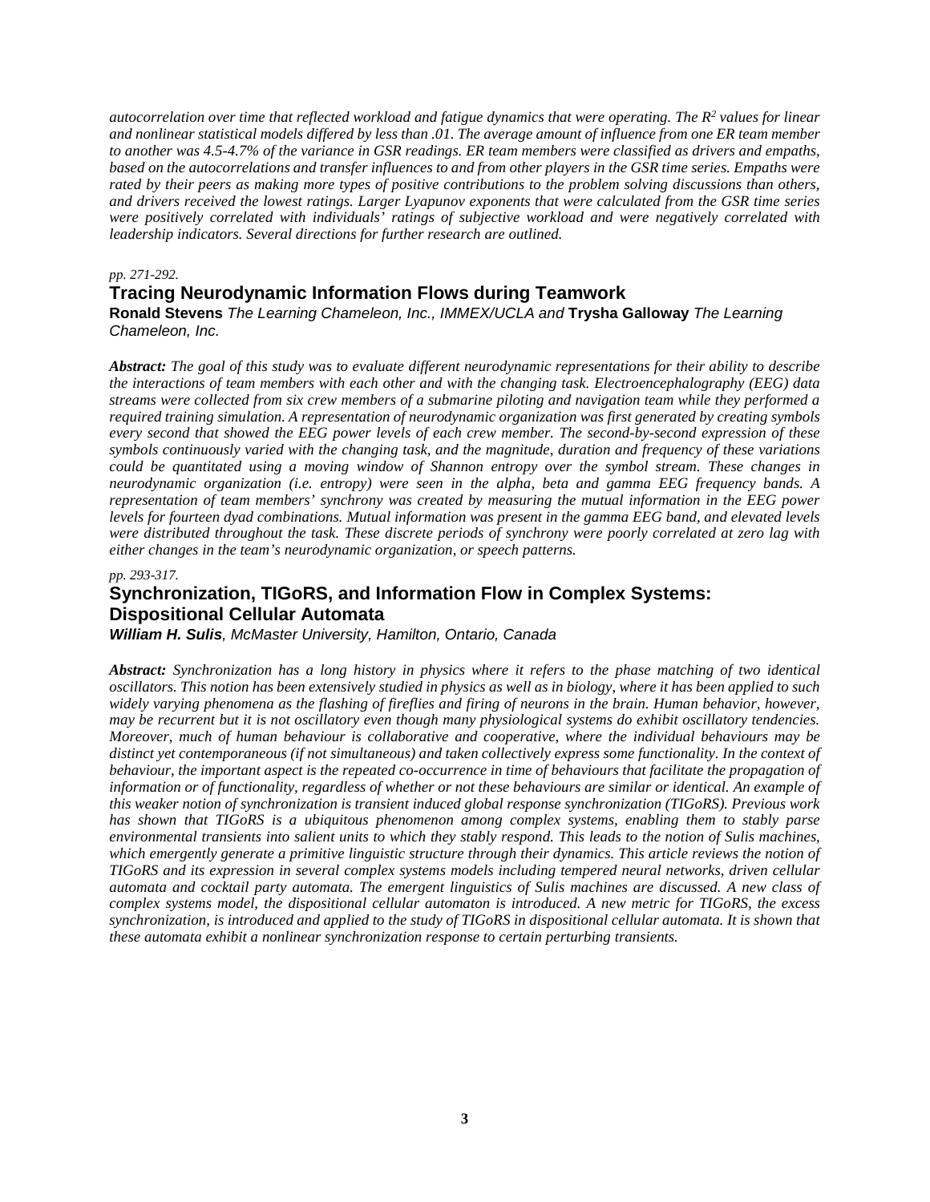*autocorrelation over time that reflected workload and fatigue dynamics that were operating. The $R^2$ values for linear and nonlinear statistical models differed by less than .01. The average amount of influence from one ER team member to another was 4.5-4.7% of the variance in GSR readings. ER team members were classified as drivers and empaths, based on the autocorrelations and transfer influences to and from other players in the GSR time series. Empaths were rated by their peers as making more types of positive contributions to the problem solving discussions than others, and drivers received the lowest ratings. Larger Lyapunov exponents that were calculated from the GSR time series were positively correlated with individuals' ratings of subjective workload and were negatively correlated with leadership indicators. Several directions for further research are outlined.*

*pp. 271-292.*

## Tracing Neurodynamic Information Flows during Teamwork

**Ronald Stevens** *The Learning Chameleon, Inc., IMMEX/UCLA and* **Trysha Galloway** *The Learning Chameleon, Inc.*

***Abstract:*** *The goal of this study was to evaluate different neurodynamic representations for their ability to describe the interactions of team members with each other and with the changing task. Electroencephalography (EEG) data streams were collected from six crew members of a submarine piloting and navigation team while they performed a required training simulation. A representation of neurodynamic organization was first generated by creating symbols every second that showed the EEG power levels of each crew member. The second-by-second expression of these symbols continuously varied with the changing task, and the magnitude, duration and frequency of these variations could be quantitated using a moving window of Shannon entropy over the symbol stream. These changes in neurodynamic organization (i.e. entropy) were seen in the alpha, beta and gamma EEG frequency bands. A representation of team members' synchrony was created by measuring the mutual information in the EEG power levels for fourteen dyad combinations. Mutual information was present in the gamma EEG band, and elevated levels were distributed throughout the task. These discrete periods of synchrony were poorly correlated at zero lag with either changes in the team's neurodynamic organization, or speech patterns.*

*pp. 293-317.*

## Synchronization, TIGoRS, and Information Flow in Complex Systems: Dispositional Cellular Automata

***William H. Sulis****, McMaster University, Hamilton, Ontario, Canada*

***Abstract:*** *Synchronization has a long history in physics where it refers to the phase matching of two identical oscillators. This notion has been extensively studied in physics as well as in biology, where it has been applied to such widely varying phenomena as the flashing of fireflies and firing of neurons in the brain. Human behavior, however, may be recurrent but it is not oscillatory even though many physiological systems do exhibit oscillatory tendencies. Moreover, much of human behaviour is collaborative and cooperative, where the individual behaviours may be distinct yet contemporaneous (if not simultaneous) and taken collectively express some functionality. In the context of behaviour, the important aspect is the repeated co-occurrence in time of behaviours that facilitate the propagation of information or of functionality, regardless of whether or not these behaviours are similar or identical. An example of this weaker notion of synchronization is transient induced global response synchronization (TIGoRS). Previous work has shown that TIGoRS is a ubiquitous phenomenon among complex systems, enabling them to stably parse environmental transients into salient units to which they stably respond. This leads to the notion of Sulis machines, which emergently generate a primitive linguistic structure through their dynamics. This article reviews the notion of TIGoRS and its expression in several complex systems models including tempered neural networks, driven cellular automata and cocktail party automata. The emergent linguistics of Sulis machines are discussed. A new class of complex systems model, the dispositional cellular automaton is introduced. A new metric for TIGoRS, the excess synchronization, is introduced and applied to the study of TIGoRS in dispositional cellular automata. It is shown that these automata exhibit a nonlinear synchronization response to certain perturbing transients.*